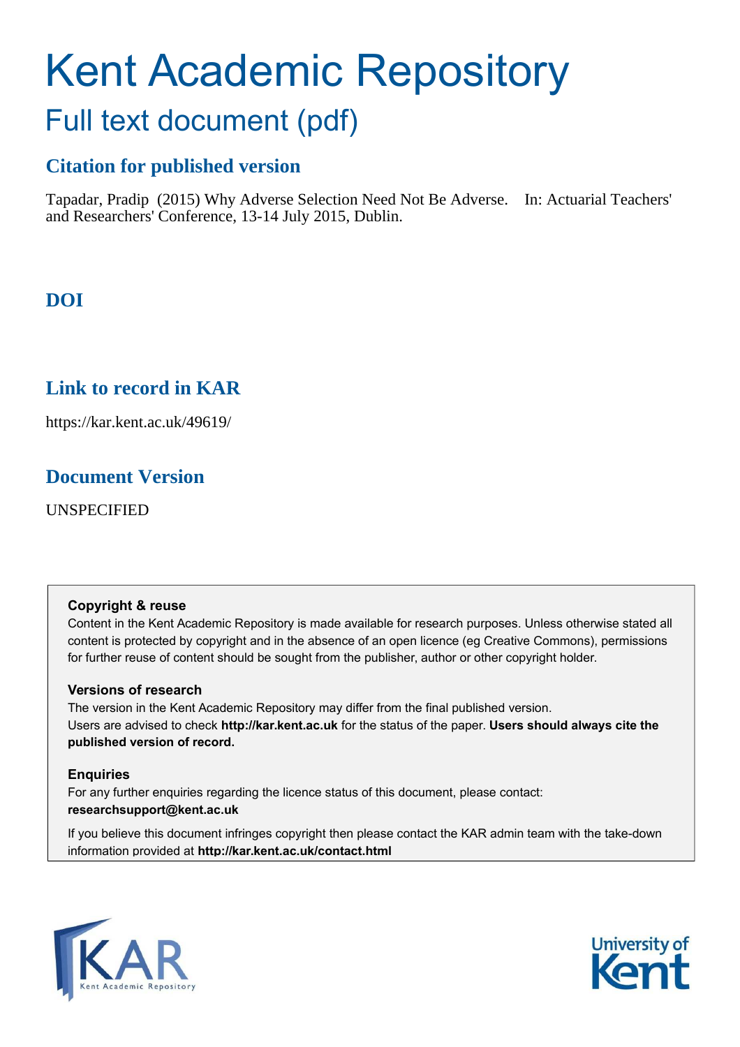# Kent Academic Repository

## Full text document (pdf)

### Citation for published version

Tapadar, Pradip (2015) Why Adverse Selection Need Not Be Adverse. In: Actuarial Teachers' and Researchers' Conference, 13-14 July 2015, Dublin.

### DOI

### Link to record in KAR

https://kar.kent.ac.uk/49619/

### Document Version

UNSPECIFIED

**Copyright & reuse**

Content in the Kent Academic Repository is made available for research purposes. Unless otherwise stated all content is protected by copyright and in the absence of an open licence (eg Creative Commons), permissions for further reuse of content should be sought from the publisher, author or other copyright holder.

**Versions of research**

The version in the Kent Academic Repository may differ from the final published version. Users are advised to check **http://kar.kent.ac.uk** for the status of the paper. **Users should always cite the published version of record.**

**Enquiries**

For any further enquiries regarding the licence status of this document, please contact: **researchsupport@kent.ac.uk**

If you believe this document infringes copyright then please contact the KAR admin team with the take-down information provided at **http://kar.kent.ac.uk/contact.html**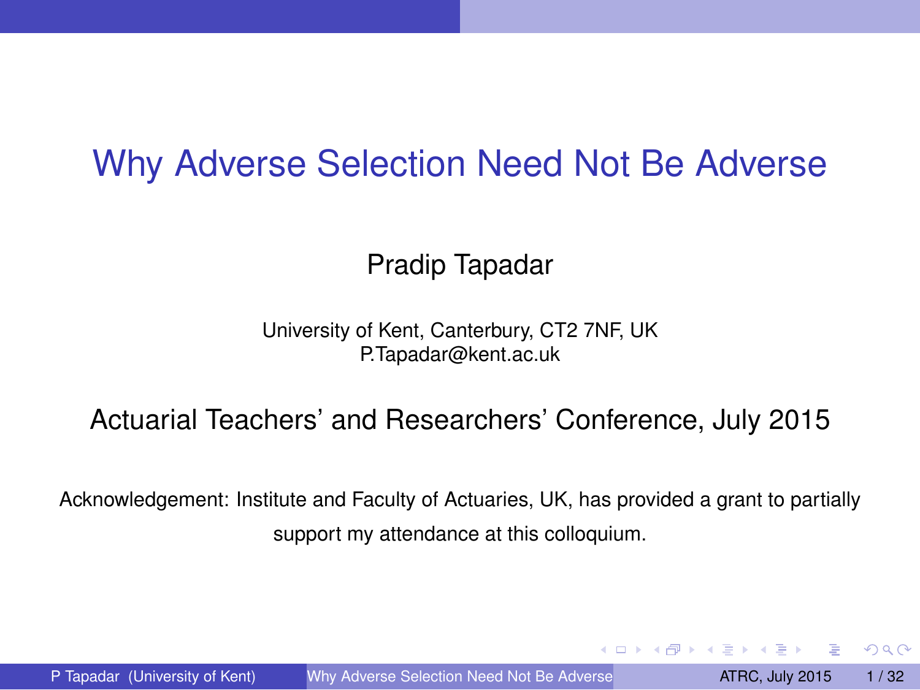# Why Adverse Selection Need Not Be Adverse

Pradip Tapadar

University of Kent, Canterbury, CT2 7NF, UK
P.Tapadar@kent.ac.uk

Actuarial Teachers' and Researchers' Conference, July 2015

Acknowledgement: Institute and Faculty of Actuaries, UK, has provided a grant to partially support my attendance at this colloquium.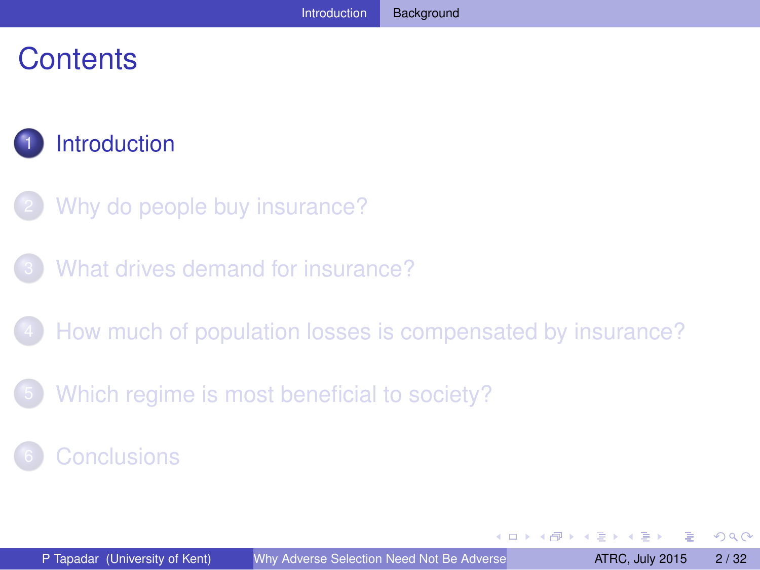# Contents

1. Introduction
2. Why do people buy insurance?
3. What drives demand for insurance?
4. How much of population losses is compensated by insurance?
5. Which regime is most beneficial to society?
6. Conclusions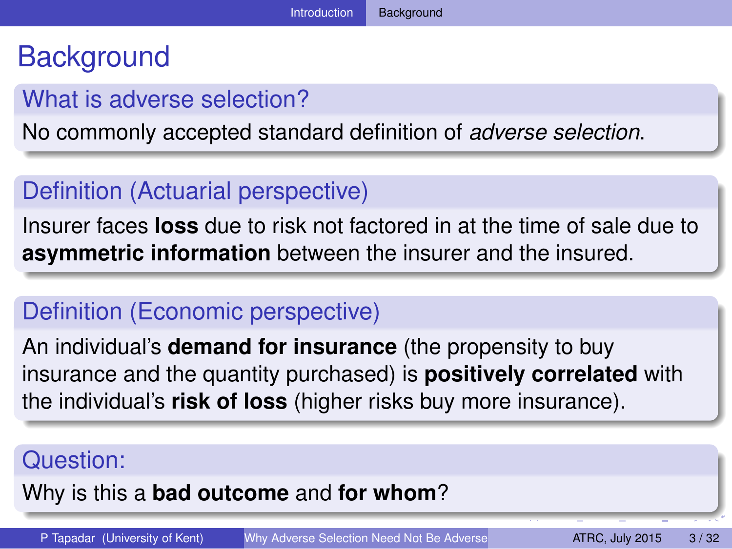# Background

## What is adverse selection?

No commonly accepted standard definition of *adverse selection*.

## Definition (Actuarial perspective)

Insurer faces **loss** due to risk not factored in at the time of sale due to **asymmetric information** between the insurer and the insured.

## Definition (Economic perspective)

An individual's **demand for insurance** (the propensity to buy insurance and the quantity purchased) is **positively correlated** with the individual's **risk of loss** (higher risks buy more insurance).

## Question:

Why is this a **bad outcome** and **for whom**?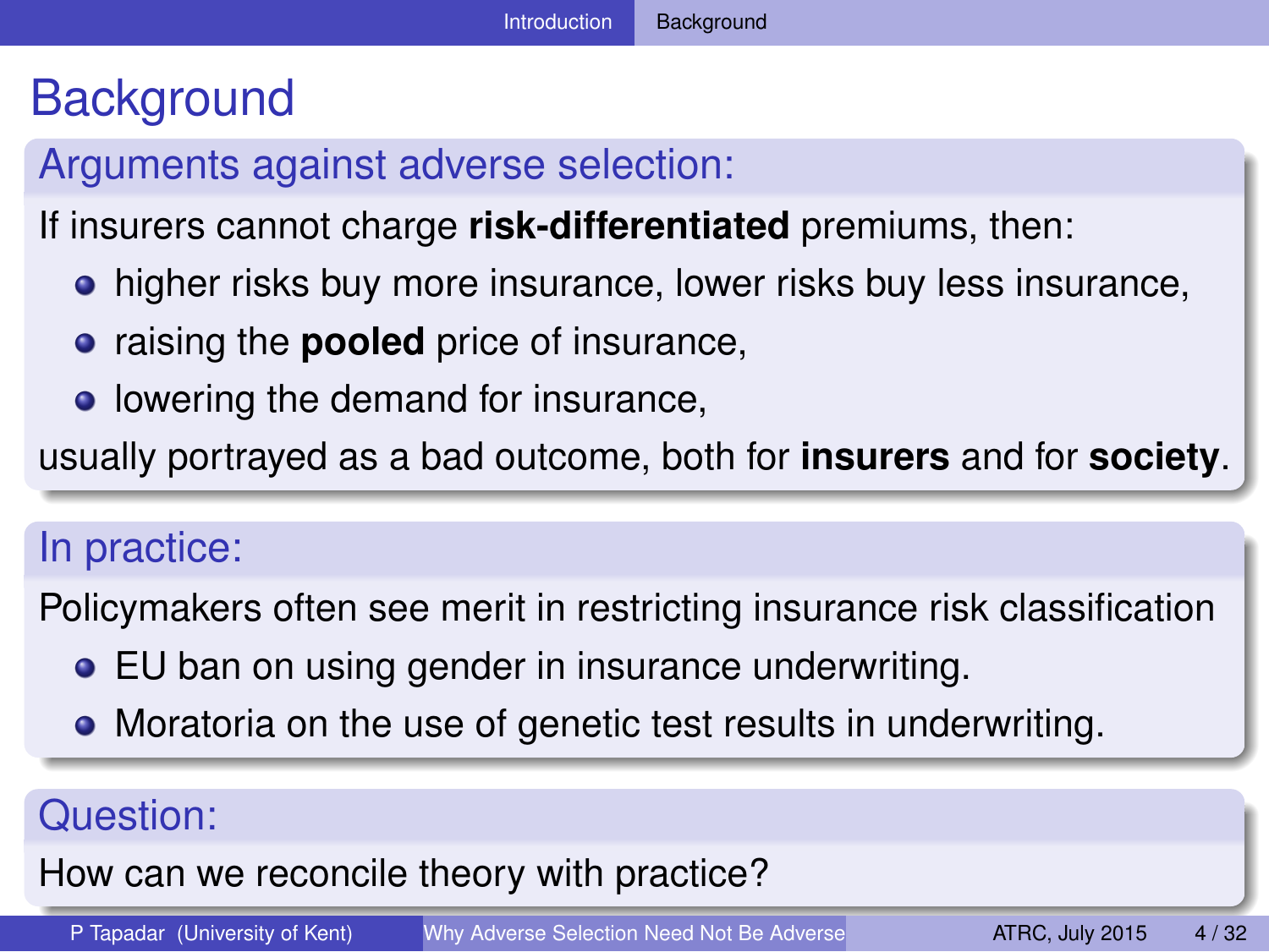# Background

## Arguments against adverse selection:

If insurers cannot charge **risk-differentiated** premiums, then:

- higher risks buy more insurance, lower risks buy less insurance,
- raising the **pooled** price of insurance,
- lowering the demand for insurance,

usually portrayed as a bad outcome, both for **insurers** and for **society**.

## In practice:

Policymakers often see merit in restricting insurance risk classification

- EU ban on using gender in insurance underwriting.
- Moratoria on the use of genetic test results in underwriting.

## Question:

How can we reconcile theory with practice?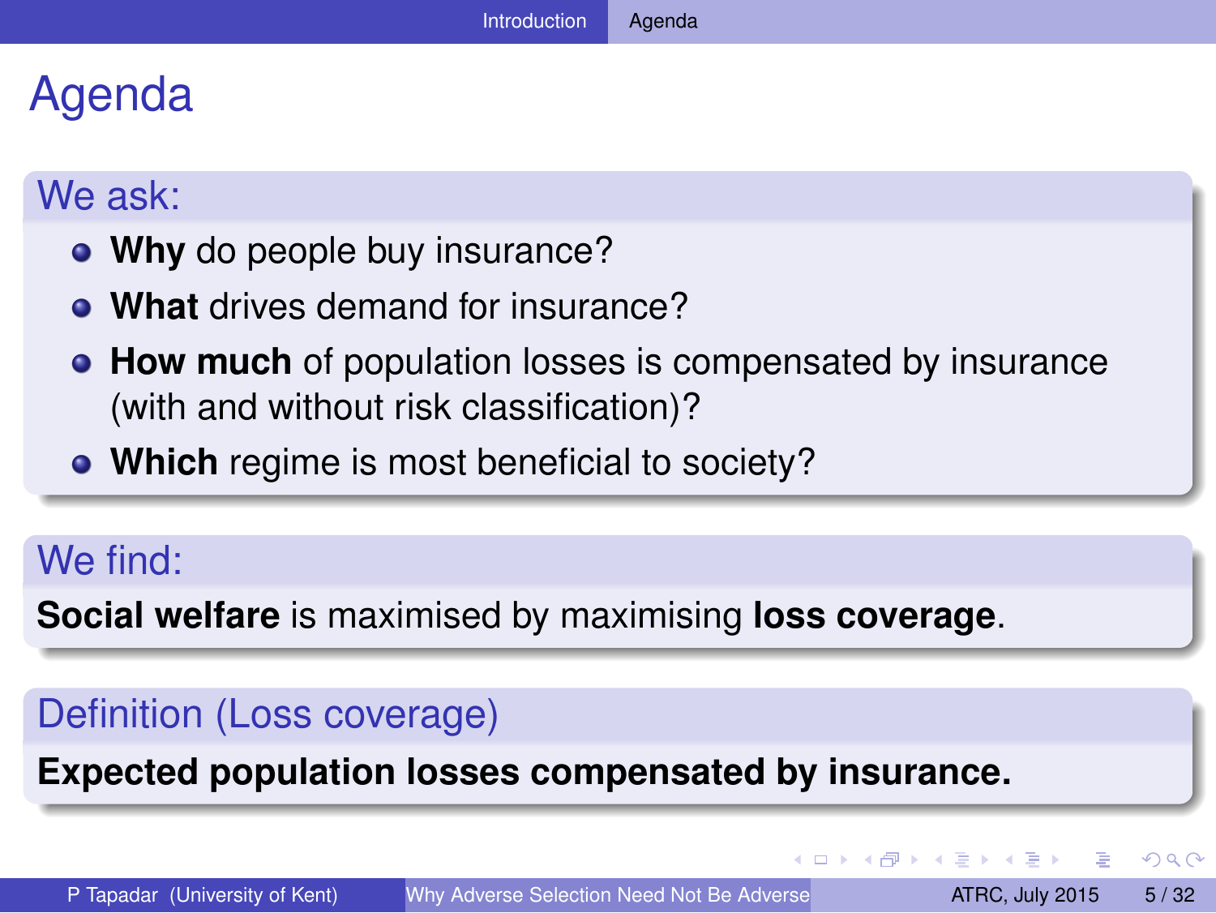# Agenda

## We ask:

- **Why** do people buy insurance?
- **What** drives demand for insurance?
- **How much** of population losses is compensated by insurance (with and without risk classification)?
- **Which** regime is most beneficial to society?

## We find:

**Social welfare** is maximised by maximising **loss coverage**.

## Definition (Loss coverage)

**Expected population losses compensated by insurance.**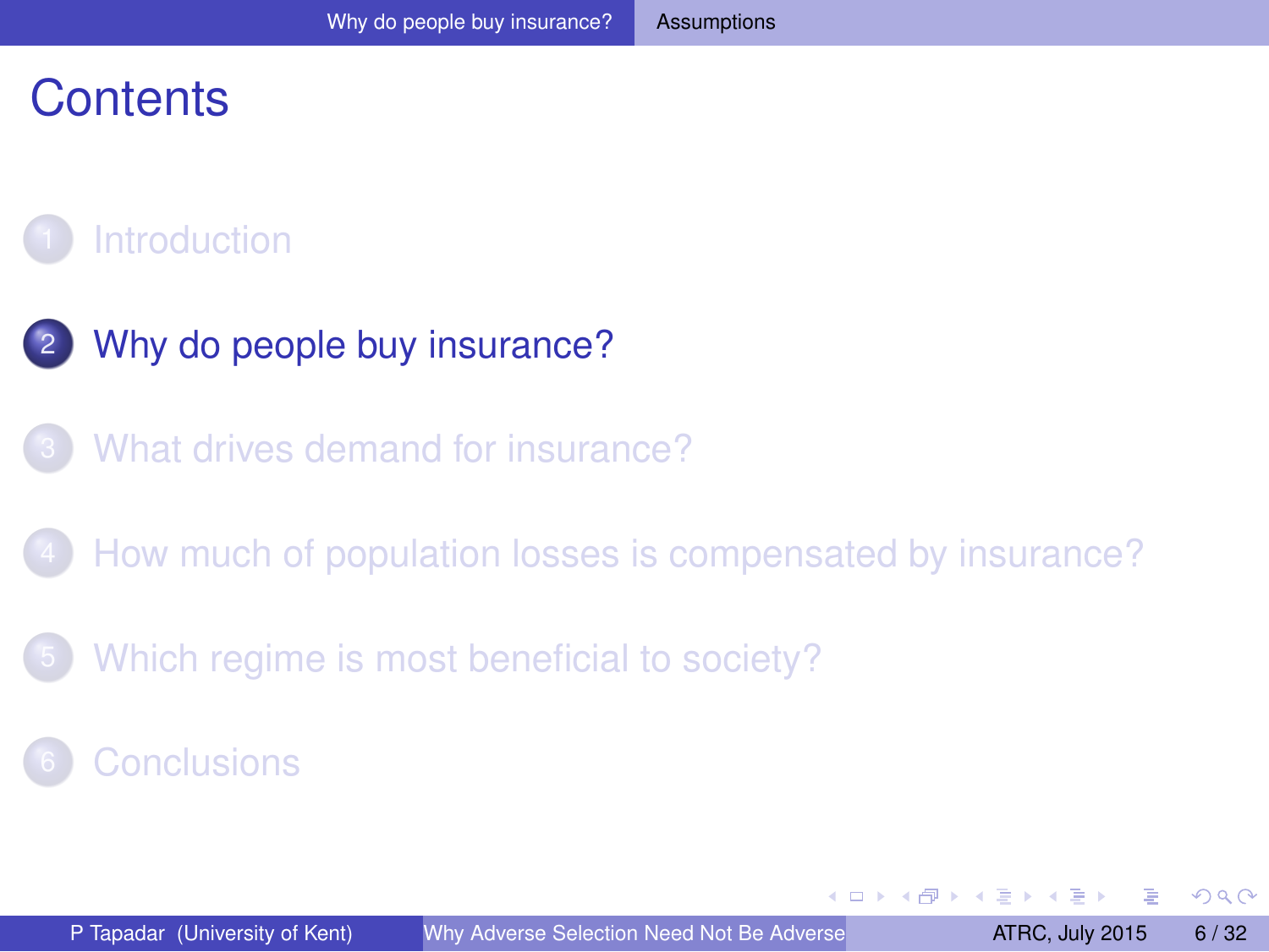# Contents

1. Introduction
2. Why do people buy insurance?
3. What drives demand for insurance?
4. How much of population losses is compensated by insurance?
5. Which regime is most beneficial to society?
6. Conclusions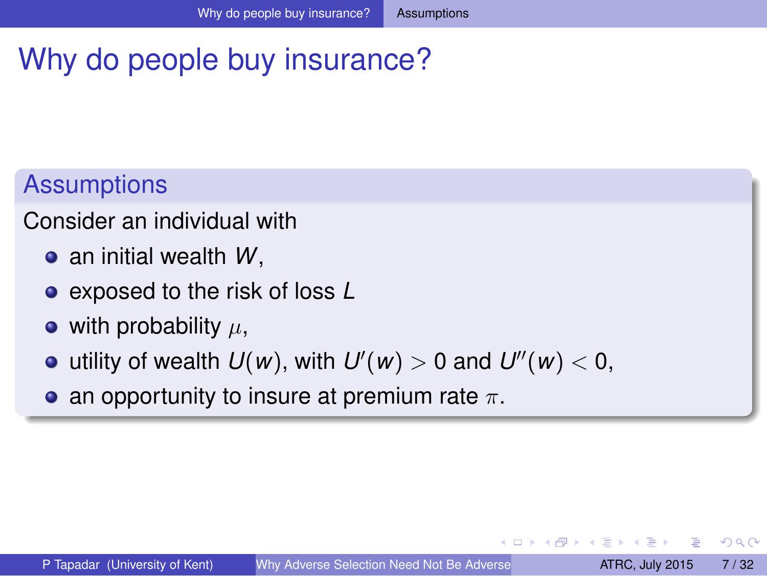# Why do people buy insurance?

## Assumptions

Consider an individual with

- an initial wealth $W$,
- exposed to the risk of loss $L$
- with probability $\mu$,
- utility of wealth $U(w)$, with $U'(w) > 0$ and $U''(w) < 0$,
- an opportunity to insure at premium rate $\pi$.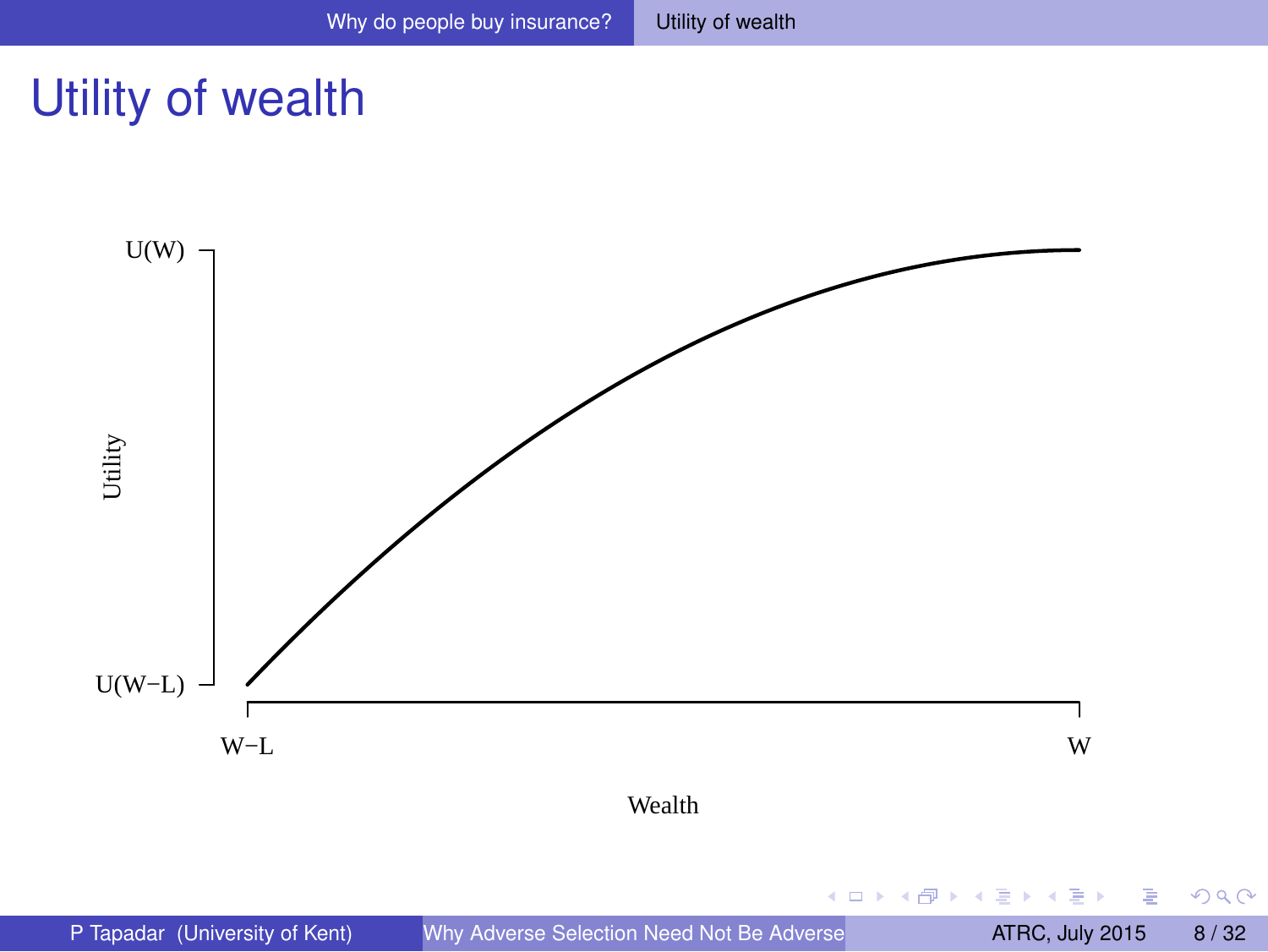# Utility of wealth

U(W)

U(W−L)

Utility

W−L

W

Wealth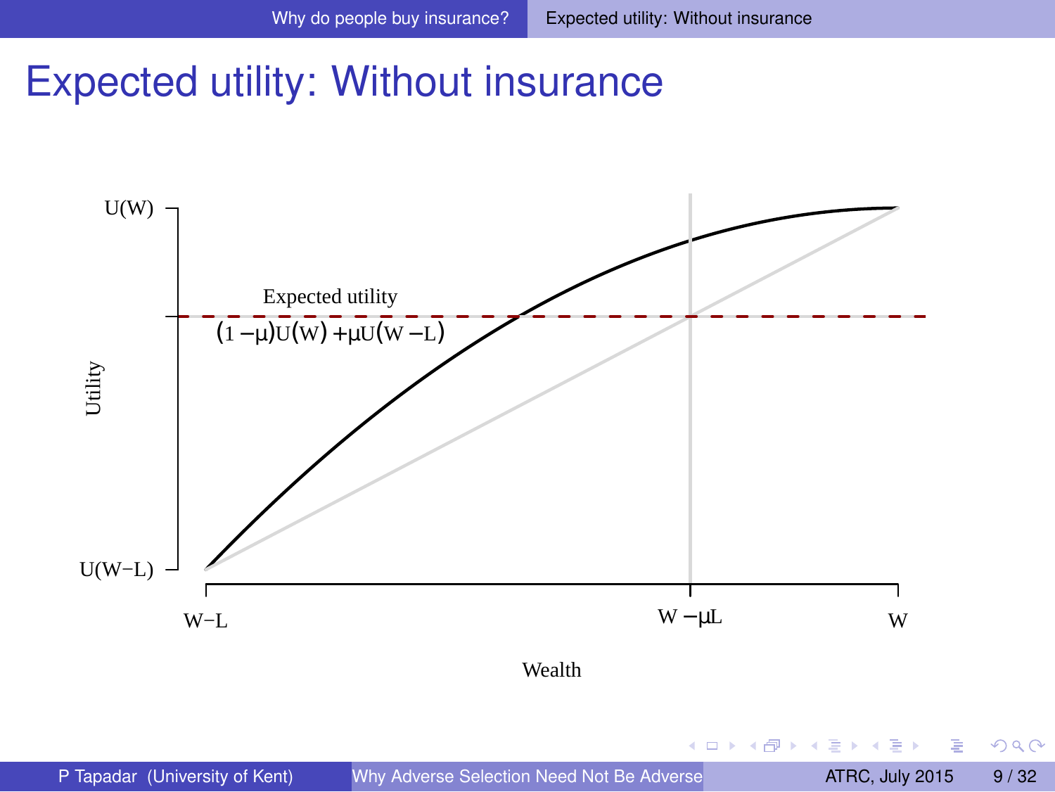# Expected utility: Without insurance

U(W)

Expected utility

$(1-\mu)U(W) + \mu U(W-L)$

Utility

U(W−L)

W−L

$W - \mu L$

W

Wealth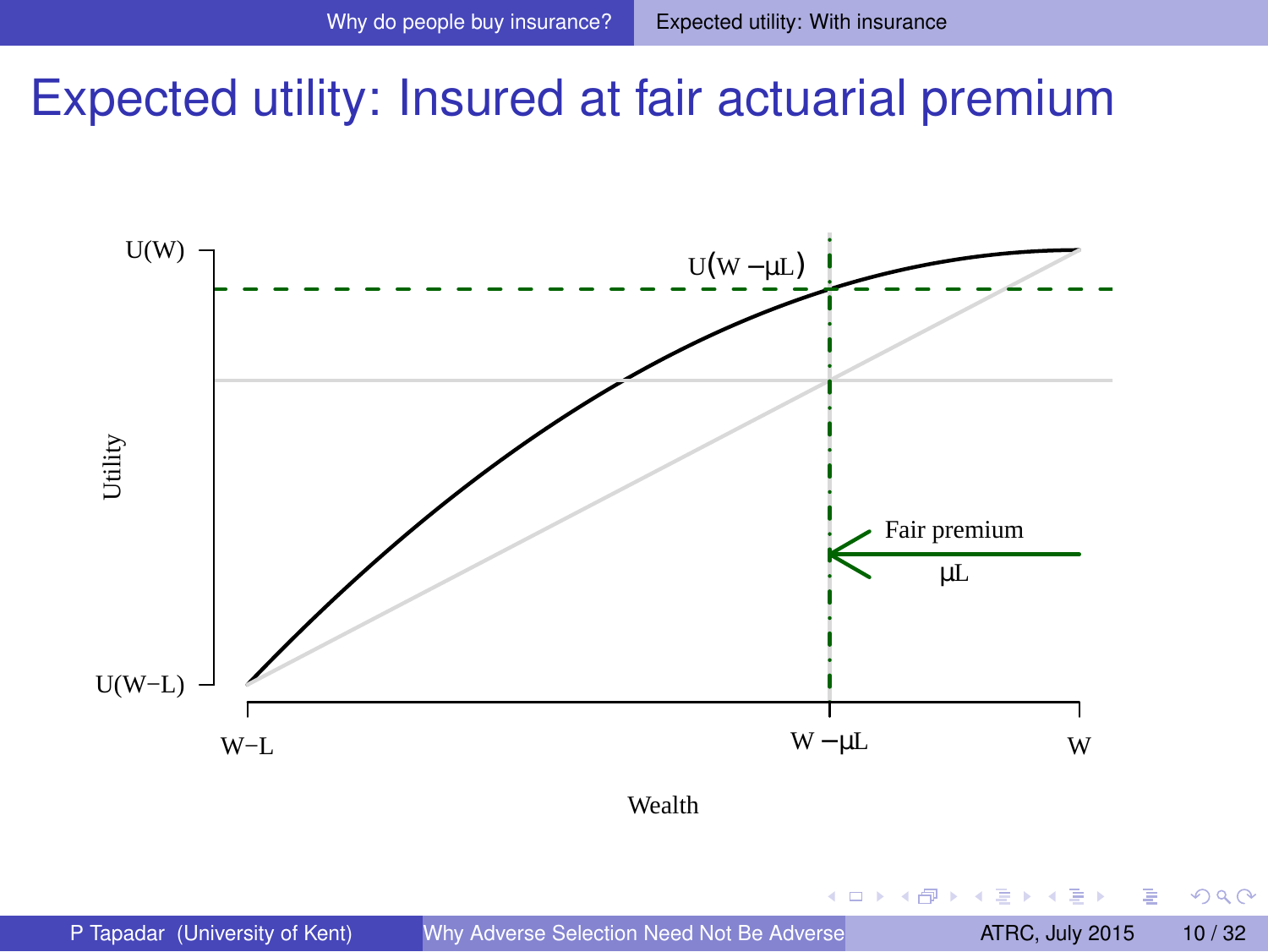# Expected utility: Insured at fair actuarial premium

Utility

$U(W)$

$U(W-\mu L)$

$U(W-L)$

Fair premium

$\mu L$

$W-L$ $W-\mu L$ $W$

Wealth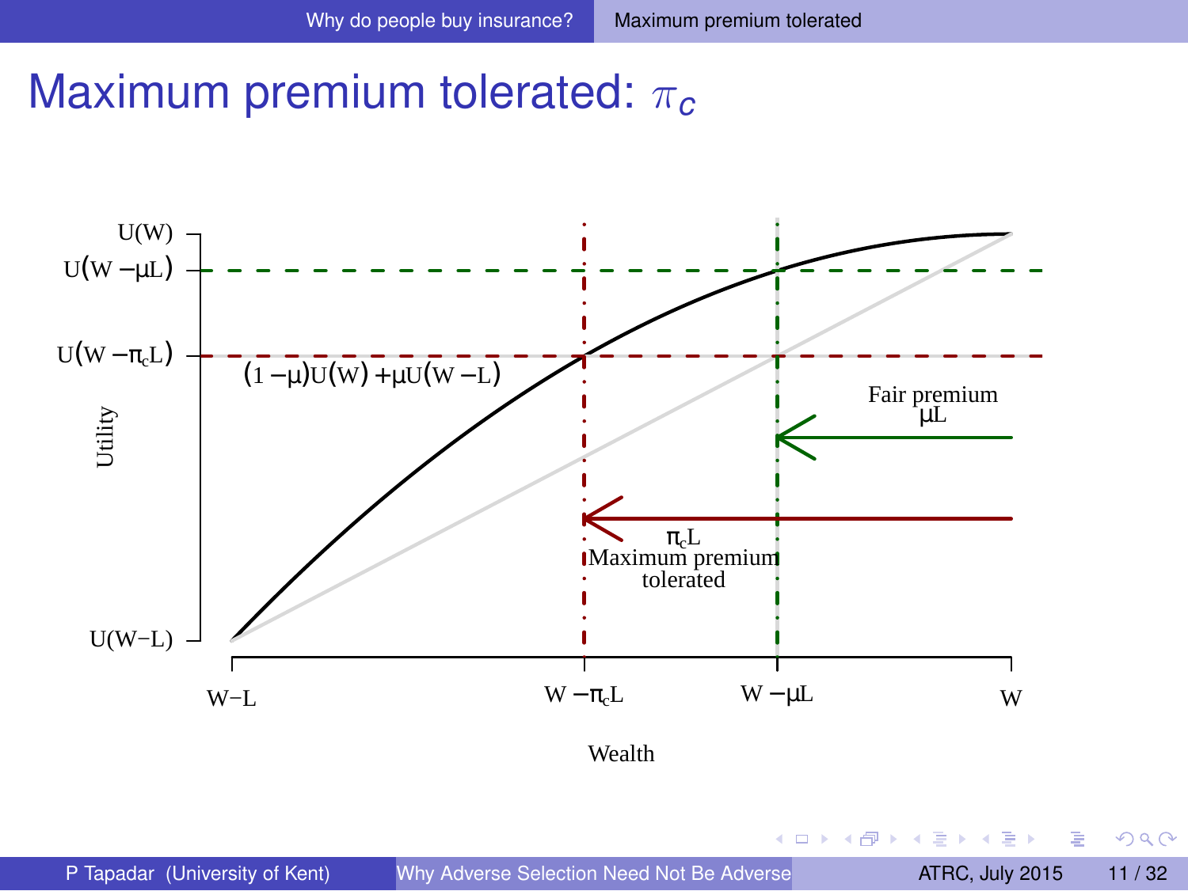# Maximum premium tolerated: $\pi_c$

Utility

$U(W)$

$U(W-\mu L)$

$U(W-\pi_c L)$

$(1-\mu)U(W)+\mu U(W-L)$

$U(W-L)$

Fair premium
$\mu L$

$\pi_c L$
Maximum premium tolerated

$W-L$ $W-\pi_c L$ $W-\mu L$ $W$

Wealth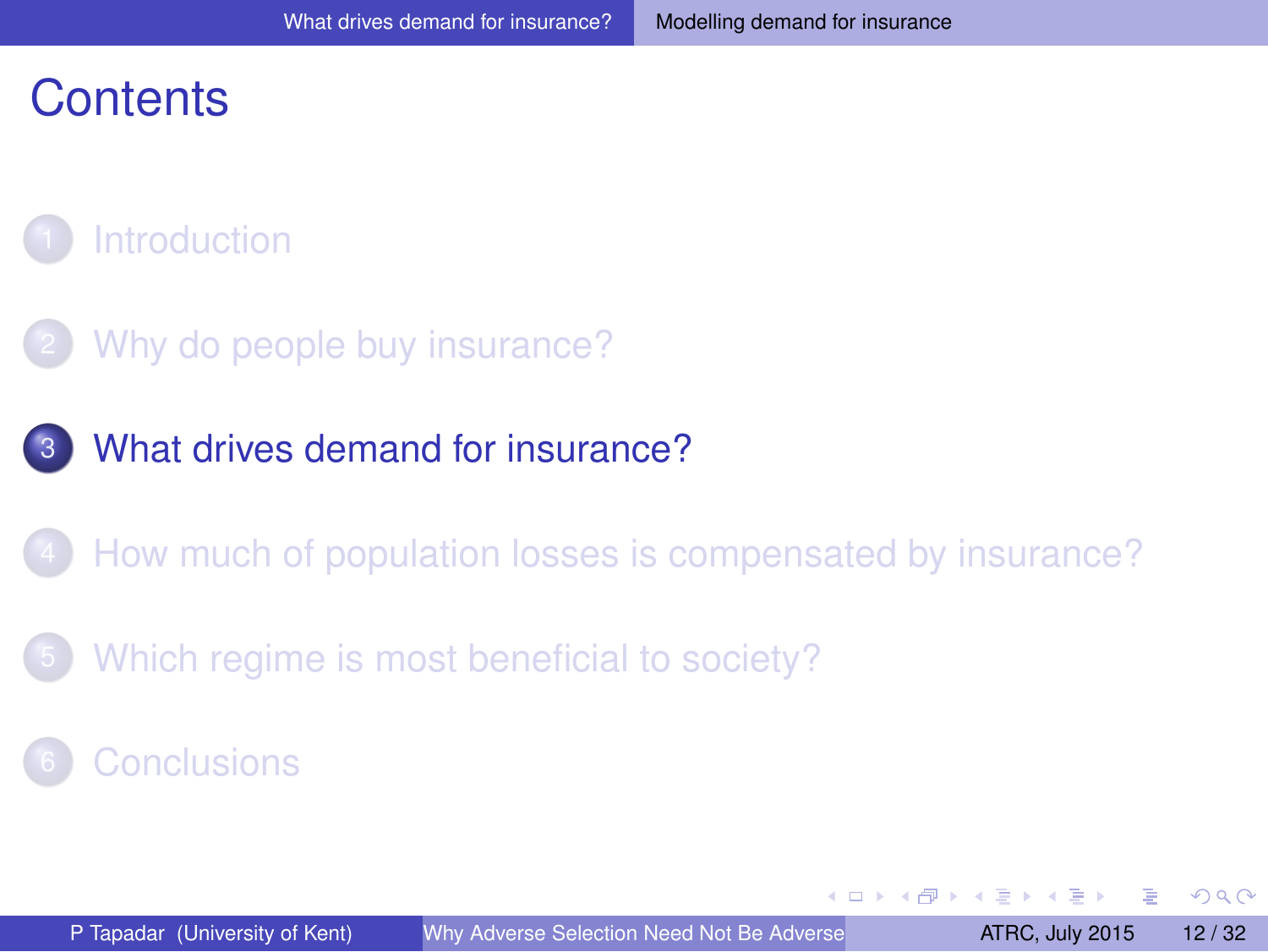# Contents

1. Introduction
2. Why do people buy insurance?
3. What drives demand for insurance?
4. How much of population losses is compensated by insurance?
5. Which regime is most beneficial to society?
6. Conclusions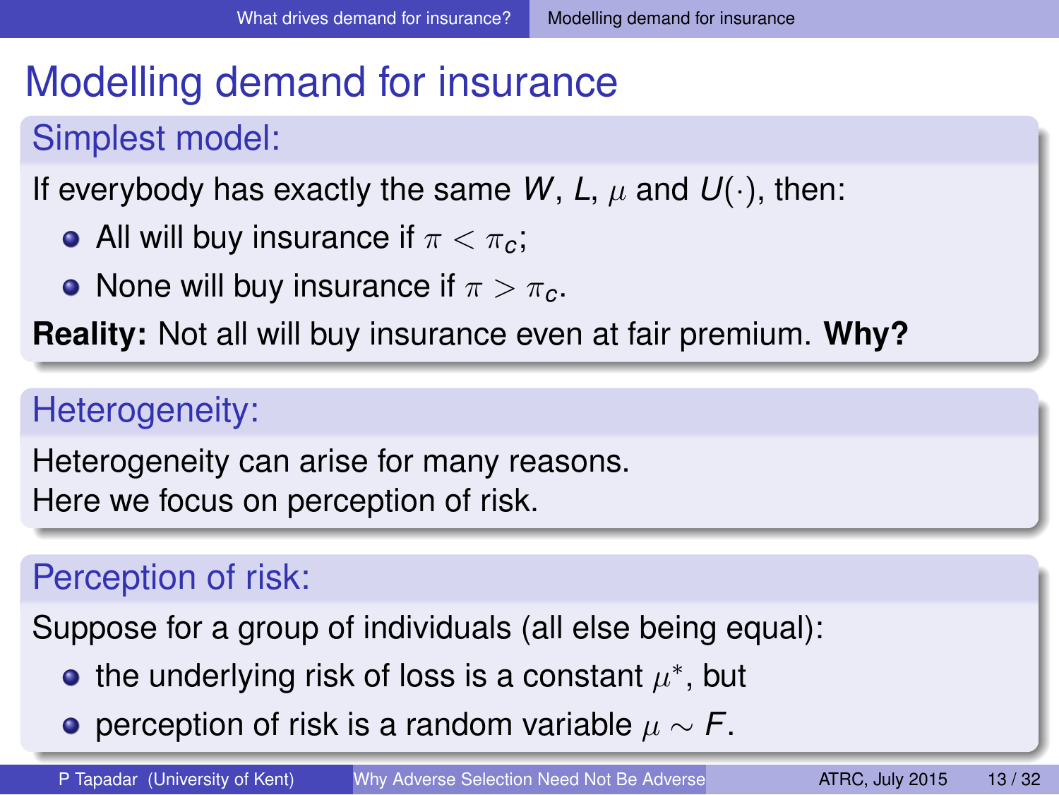# Modelling demand for insurance

## Simplest model:

If everybody has exactly the same $W$, $L$, $\mu$ and $U(\cdot)$, then:

- All will buy insurance if $\pi < \pi_c$;
- None will buy insurance if $\pi > \pi_c$.

**Reality:** Not all will buy insurance even at fair premium. **Why?**

## Heterogeneity:

Heterogeneity can arise for many reasons.
Here we focus on perception of risk.

## Perception of risk:

Suppose for a group of individuals (all else being equal):

- the underlying risk of loss is a constant $\mu^*$, but
- perception of risk is a random variable $\mu \sim F$.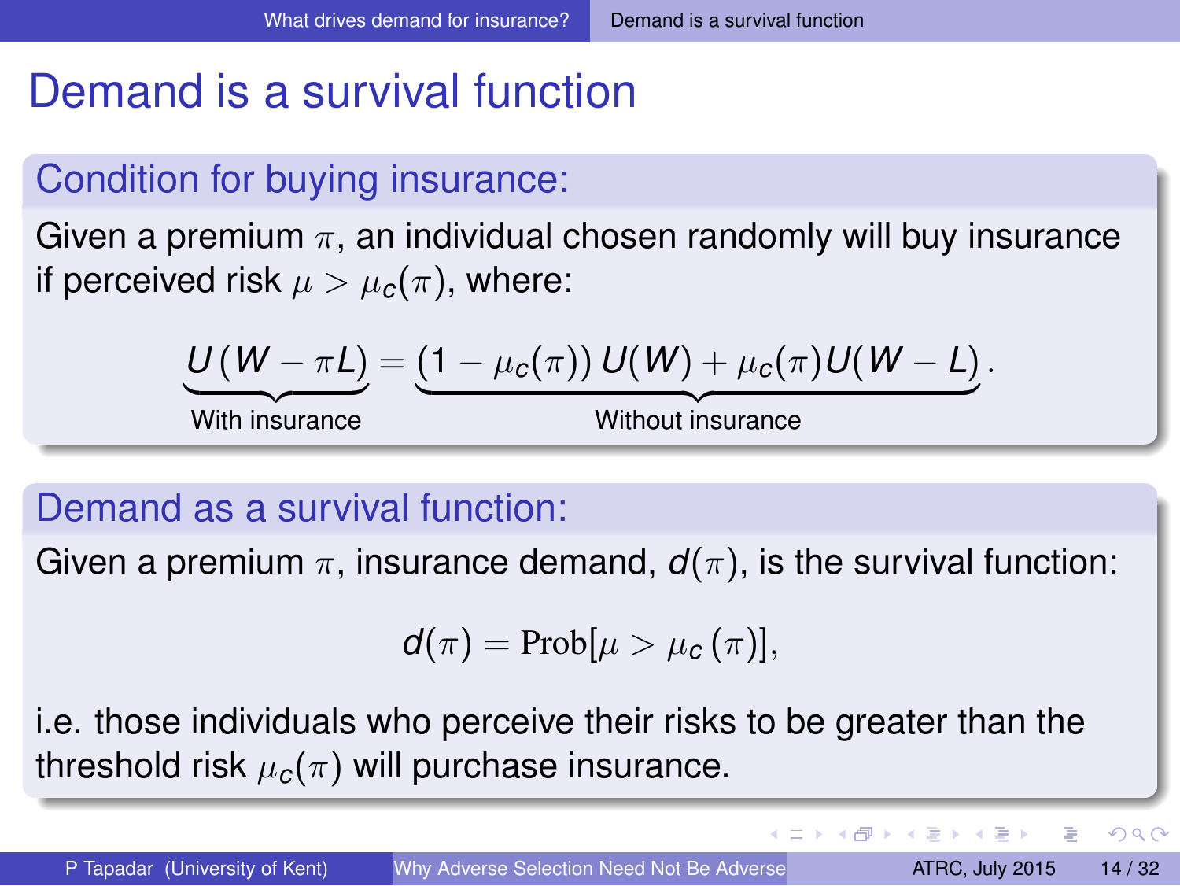# Demand is a survival function

## Condition for buying insurance:

Given a premium $\pi$, an individual chosen randomly will buy insurance if perceived risk $\mu > \mu_c(\pi)$, where:

$$\underbrace{U(W - \pi L)}_{\text{With insurance}} = \underbrace{(1 - \mu_c(\pi))\, U(W) + \mu_c(\pi) U(W - L)}_{\text{Without insurance}}.$$

## Demand as a survival function:

Given a premium $\pi$, insurance demand, $d(\pi)$, is the survival function:

$$d(\pi) = \text{Prob}[\mu > \mu_c(\pi)],$$

i.e. those individuals who perceive their risks to be greater than the threshold risk $\mu_c(\pi)$ will purchase insurance.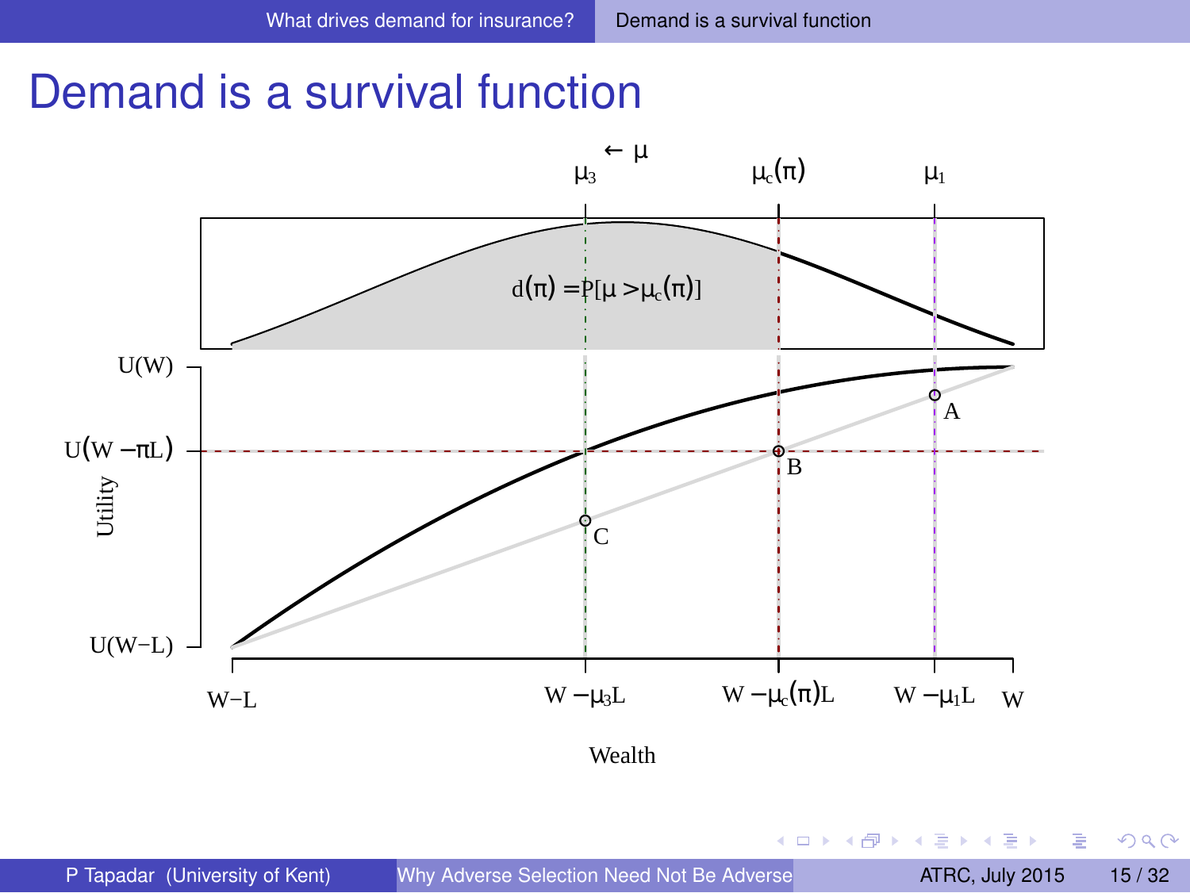# Demand is a survival function

$\leftarrow \mu$

$\mu_3$ $\mu_c(\pi)$ $\mu_1$

$d(\pi) = P[\mu > \mu_c(\pi)]$

$U(W)$

$U(W - \pi L)$

Utility

$U(W{-}L)$

A

B

C

$W{-}L$ $W - \mu_3 L$ $W - \mu_c(\pi) L$ $W - \mu_1 L$ $W$

Wealth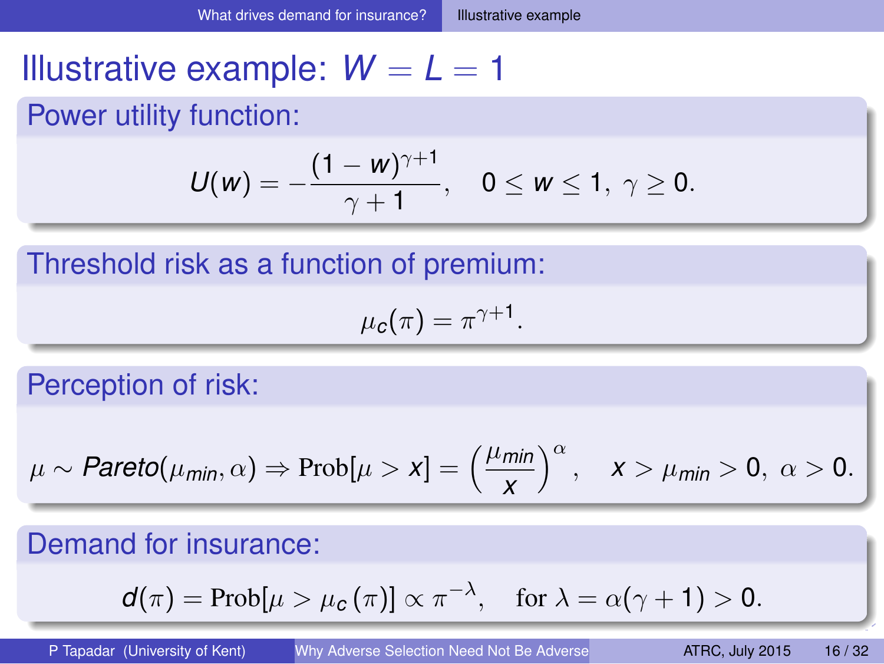# Illustrative example: $W = L = 1$

## Power utility function:

$$U(w) = -\frac{(1-w)^{\gamma+1}}{\gamma+1}, \quad 0 \le w \le 1, \; \gamma \ge 0.$$

## Threshold risk as a function of premium:

$$\mu_c(\pi) = \pi^{\gamma+1}.$$

## Perception of risk:

$$\mu \sim Pareto(\mu_{min}, \alpha) \Rightarrow \text{Prob}[\mu > x] = \left(\frac{\mu_{min}}{x}\right)^{\alpha}, \quad x > \mu_{min} > 0, \; \alpha > 0.$$

## Demand for insurance:

$$d(\pi) = \text{Prob}[\mu > \mu_c(\pi)] \propto \pi^{-\lambda}, \quad \text{for } \lambda = \alpha(\gamma+1) > 0.$$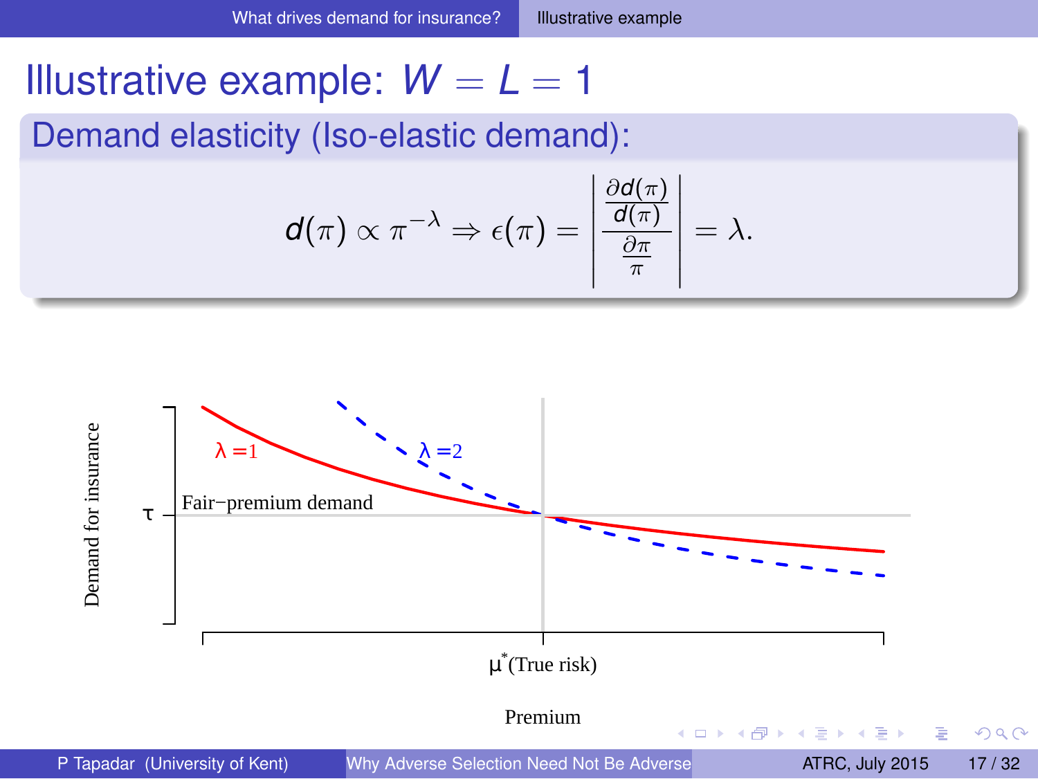# Illustrative example: $W = L = 1$

## Demand elasticity (Iso-elastic demand):

$$d(\pi) \propto \pi^{-\lambda} \Rightarrow \epsilon(\pi) = \left| \frac{\frac{\partial d(\pi)}{d(\pi)}}{\frac{\partial \pi}{\pi}} \right| = \lambda.$$

Demand for insurance

$\tau$

Fair−premium demand

$\lambda = 1$

$\lambda = 2$

$\mu^*$(True risk)

Premium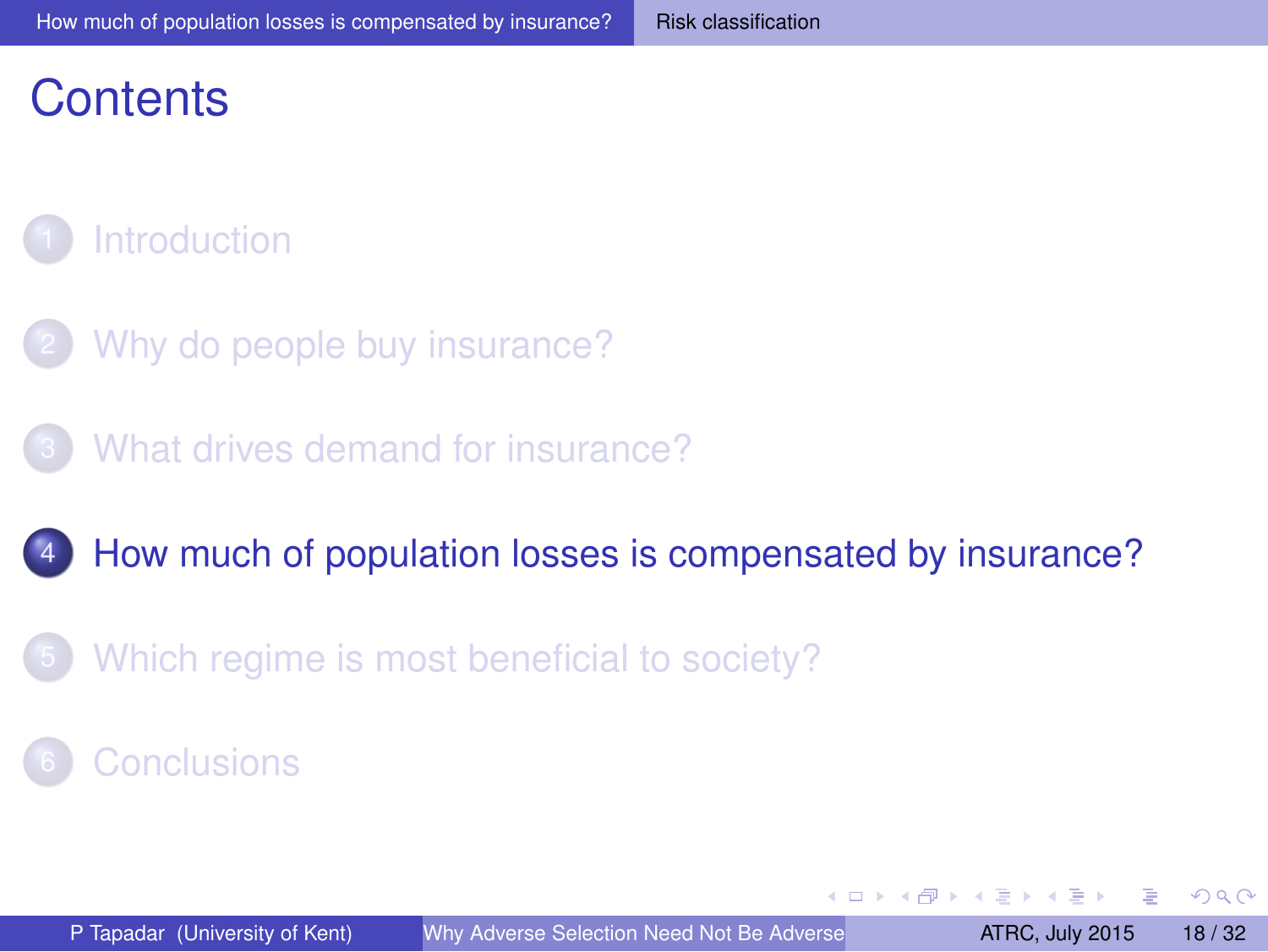# Contents

1. Introduction
2. Why do people buy insurance?
3. What drives demand for insurance?
4. How much of population losses is compensated by insurance?
5. Which regime is most beneficial to society?
6. Conclusions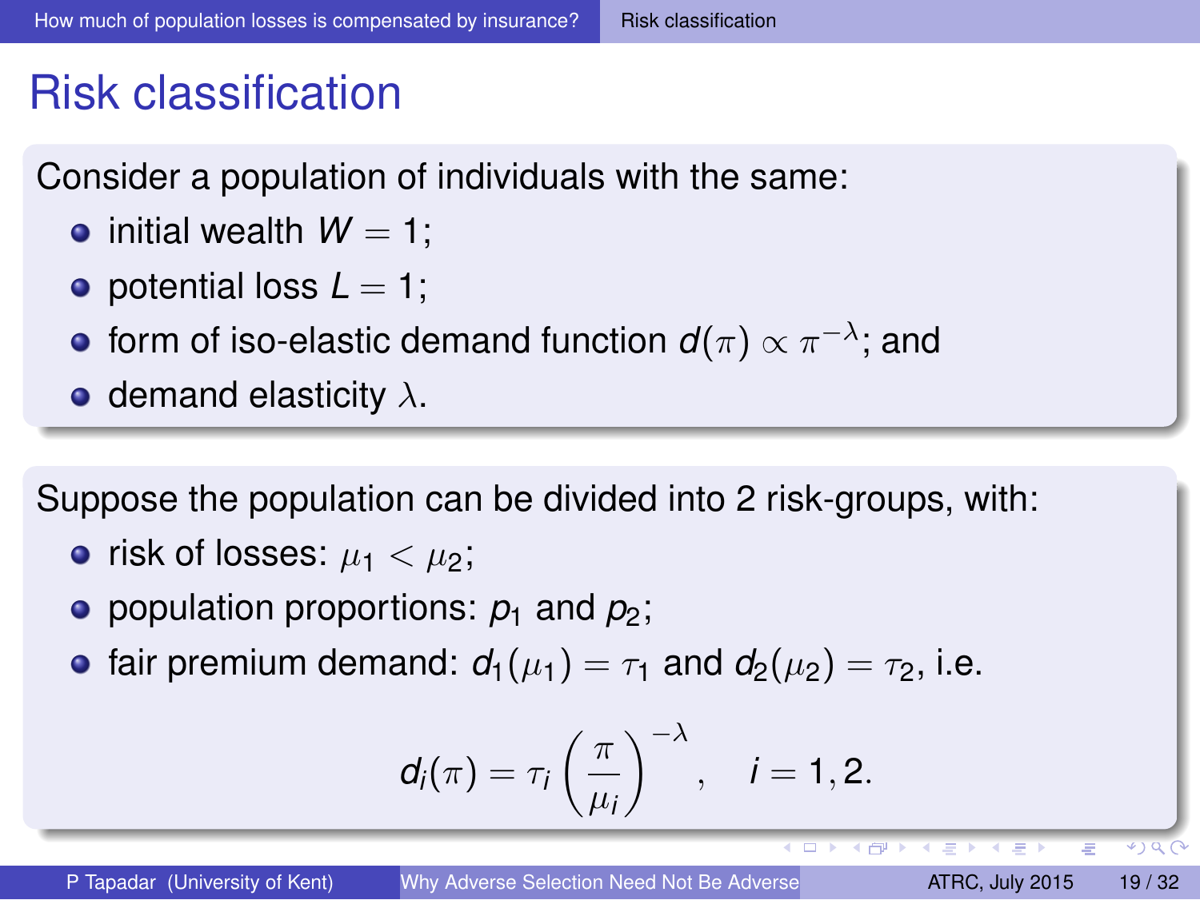# Risk classification

Consider a population of individuals with the same:

- initial wealth $W = 1$;
- potential loss $L = 1$;
- form of iso-elastic demand function $d(\pi) \propto \pi^{-\lambda}$; and
- demand elasticity $\lambda$.

Suppose the population can be divided into 2 risk-groups, with:

- risk of losses: $\mu_1 < \mu_2$;
- population proportions: $p_1$ and $p_2$;
- fair premium demand: $d_1(\mu_1) = \tau_1$ and $d_2(\mu_2) = \tau_2$, i.e.

$$d_i(\pi) = \tau_i \left(\frac{\pi}{\mu_i}\right)^{-\lambda}, \quad i = 1, 2.$$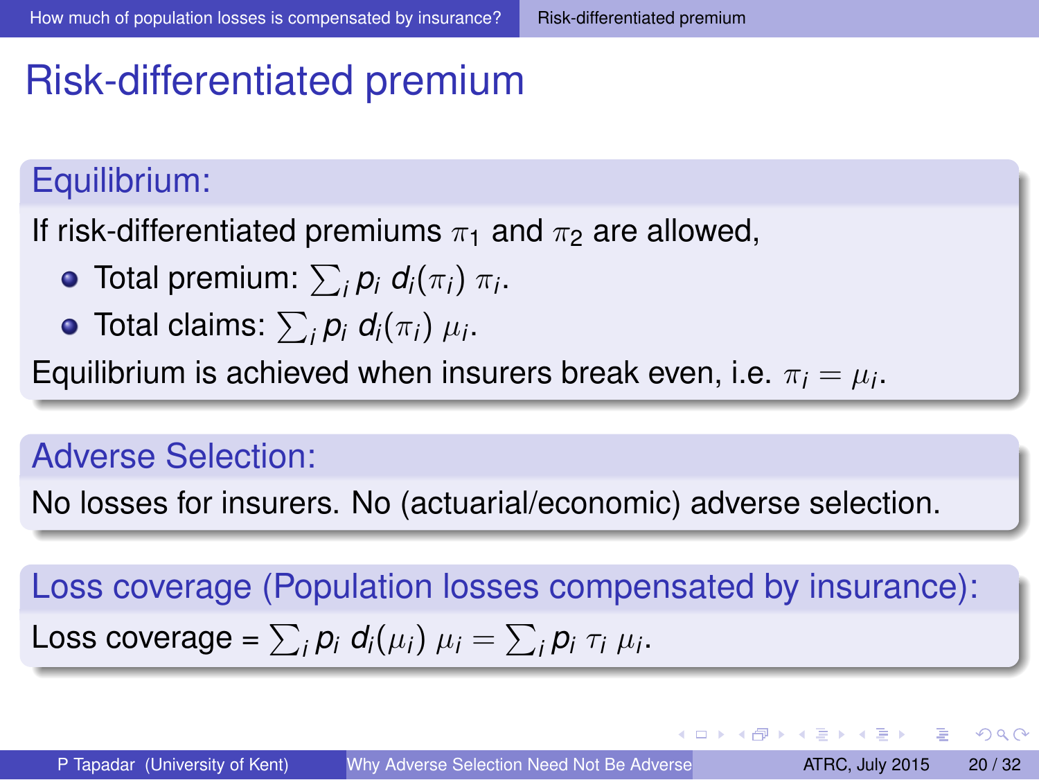# Risk-differentiated premium

## Equilibrium:

If risk-differentiated premiums $\pi_1$ and $\pi_2$ are allowed,

- Total premium: $\sum_i p_i \, d_i(\pi_i) \, \pi_i$.
- Total claims: $\sum_i p_i \, d_i(\pi_i) \, \mu_i$.

Equilibrium is achieved when insurers break even, i.e. $\pi_i = \mu_i$.

## Adverse Selection:

No losses for insurers. No (actuarial/economic) adverse selection.

## Loss coverage (Population losses compensated by insurance):

Loss coverage = $\sum_i p_i \, d_i(\mu_i) \, \mu_i = \sum_i p_i \, \tau_i \, \mu_i$.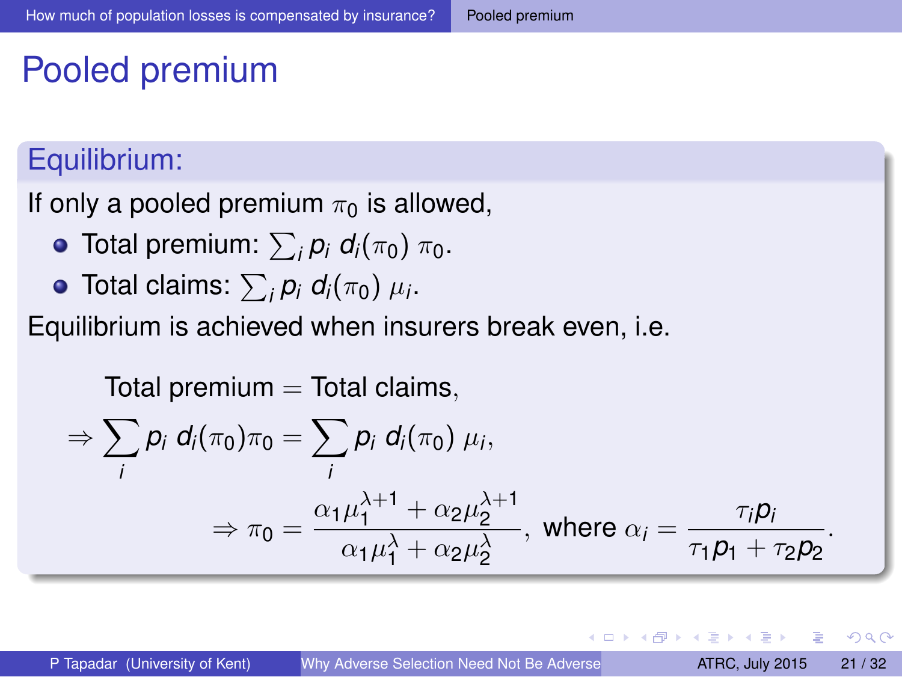# Pooled premium

## Equilibrium:

If only a pooled premium $\pi_0$ is allowed,

- Total premium: $\sum_i p_i \, d_i(\pi_0) \, \pi_0$.
- Total claims: $\sum_i p_i \, d_i(\pi_0) \, \mu_i$.

Equilibrium is achieved when insurers break even, i.e.

$$
\begin{aligned}
&\text{Total premium} = \text{Total claims}, \\
\Rightarrow &\sum_i p_i \, d_i(\pi_0)\pi_0 = \sum_i p_i \, d_i(\pi_0) \, \mu_i, \\
&\qquad \Rightarrow \pi_0 = \frac{\alpha_1 \mu_1^{\lambda+1} + \alpha_2 \mu_2^{\lambda+1}}{\alpha_1 \mu_1^{\lambda} + \alpha_2 \mu_2^{\lambda}}, \text{ where } \alpha_i = \frac{\tau_i p_i}{\tau_1 p_1 + \tau_2 p_2}.
\end{aligned}
$$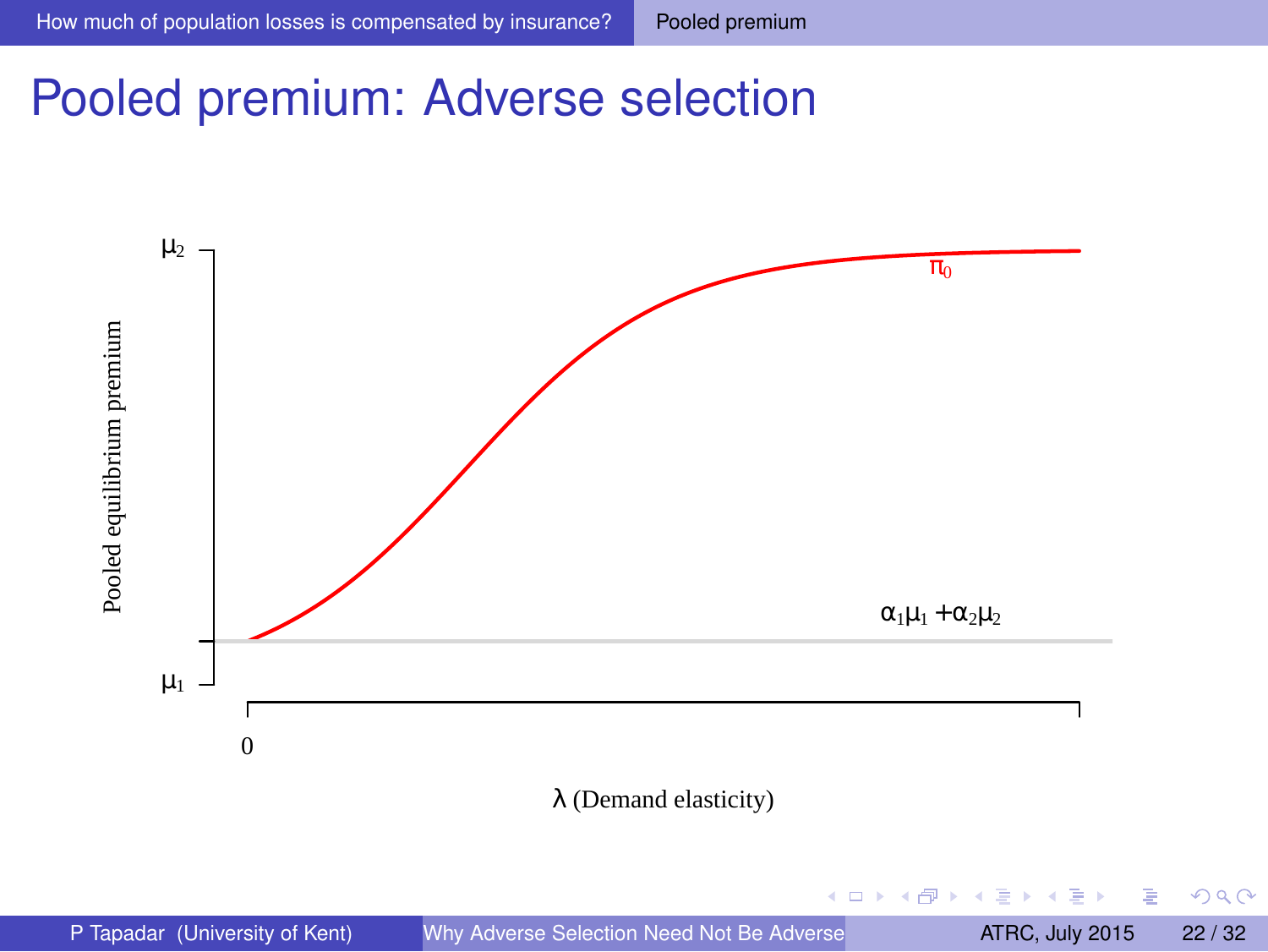# Pooled premium: Adverse selection

Pooled equilibrium premium

$\mu_2$

$\pi_0$

$\alpha_1\mu_1 + \alpha_2\mu_2$

$\mu_1$

0

$\lambda$ (Demand elasticity)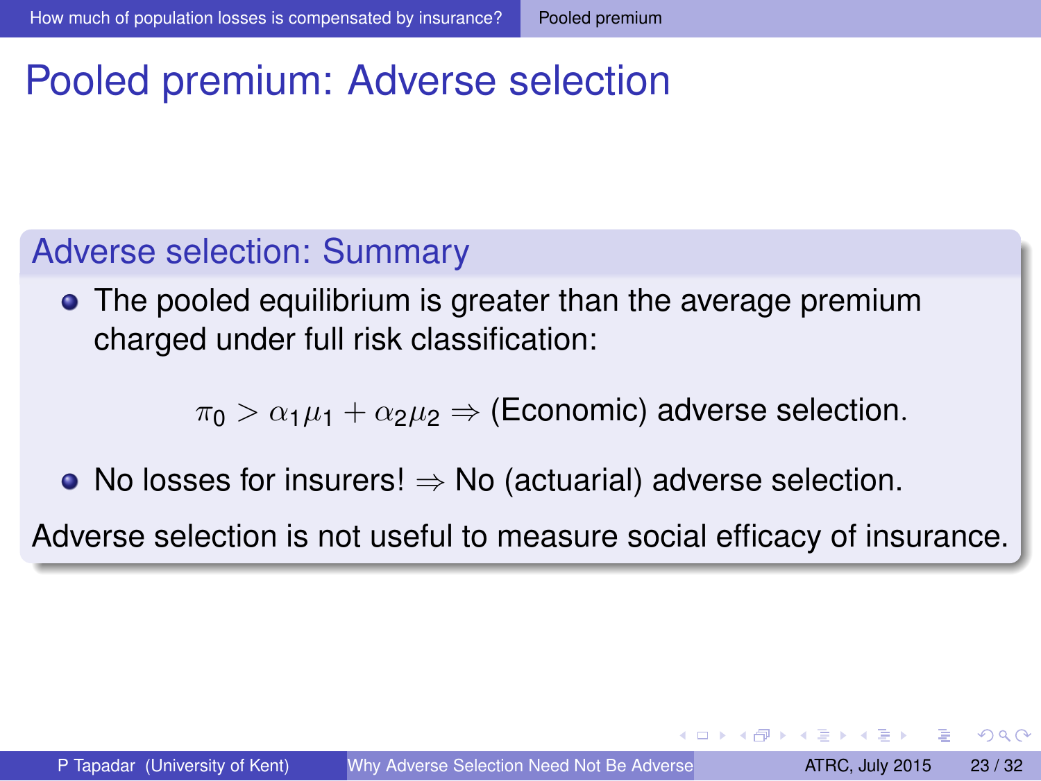# Pooled premium: Adverse selection

## Adverse selection: Summary

- The pooled equilibrium is greater than the average premium charged under full risk classification:

$$\pi_0 > \alpha_1 \mu_1 + \alpha_2 \mu_2 \Rightarrow \text{(Economic) adverse selection.}$$

- No losses for insurers! $\Rightarrow$ No (actuarial) adverse selection.

Adverse selection is not useful to measure social efficacy of insurance.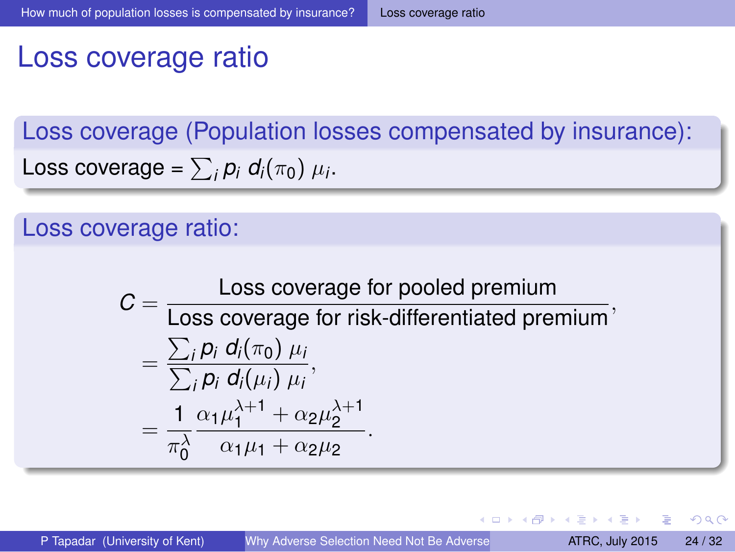# Loss coverage ratio

## Loss coverage (Population losses compensated by insurance):

Loss coverage = $\sum_i p_i \, d_i(\pi_0) \, \mu_i$.

## Loss coverage ratio:

$$
\begin{aligned}
C &= \frac{\text{Loss coverage for pooled premium}}{\text{Loss coverage for risk-differentiated premium}}, \\
&= \frac{\sum_i p_i \, d_i(\pi_0) \, \mu_i}{\sum_i p_i \, d_i(\mu_i) \, \mu_i}, \\
&= \frac{1}{\pi_0^{\lambda}} \frac{\alpha_1 \mu_1^{\lambda+1} + \alpha_2 \mu_2^{\lambda+1}}{\alpha_1 \mu_1 + \alpha_2 \mu_2}.
\end{aligned}
$$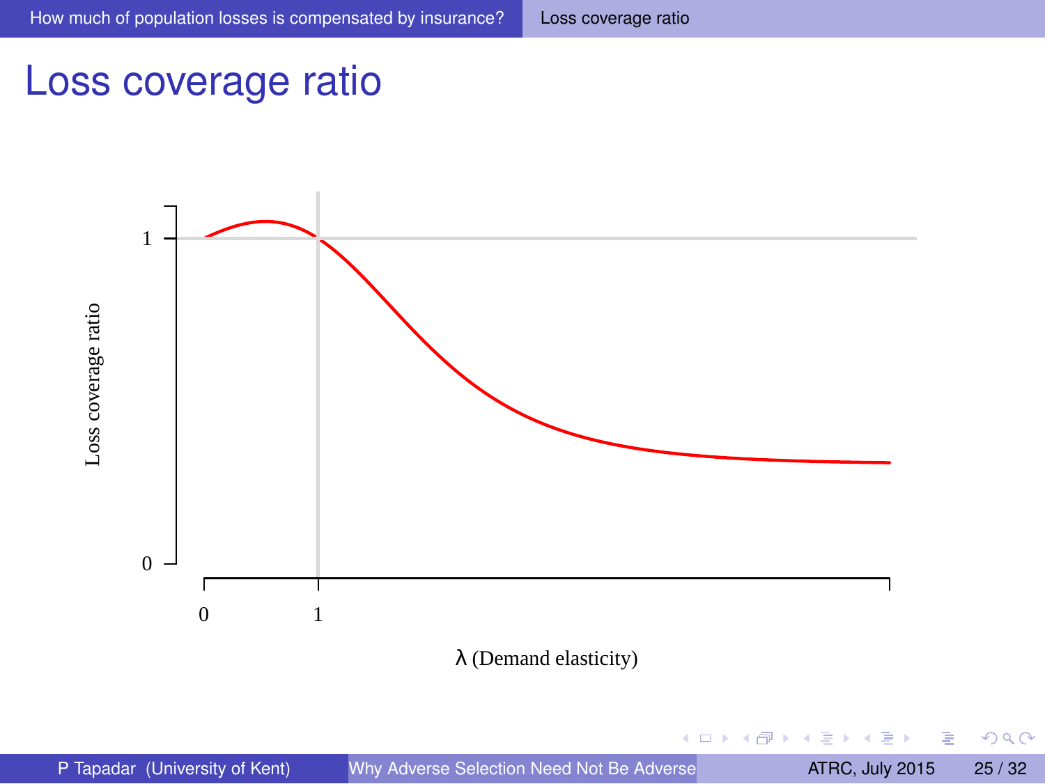# Loss coverage ratio

Loss coverage ratio

1

0

0

1

λ (Demand elasticity)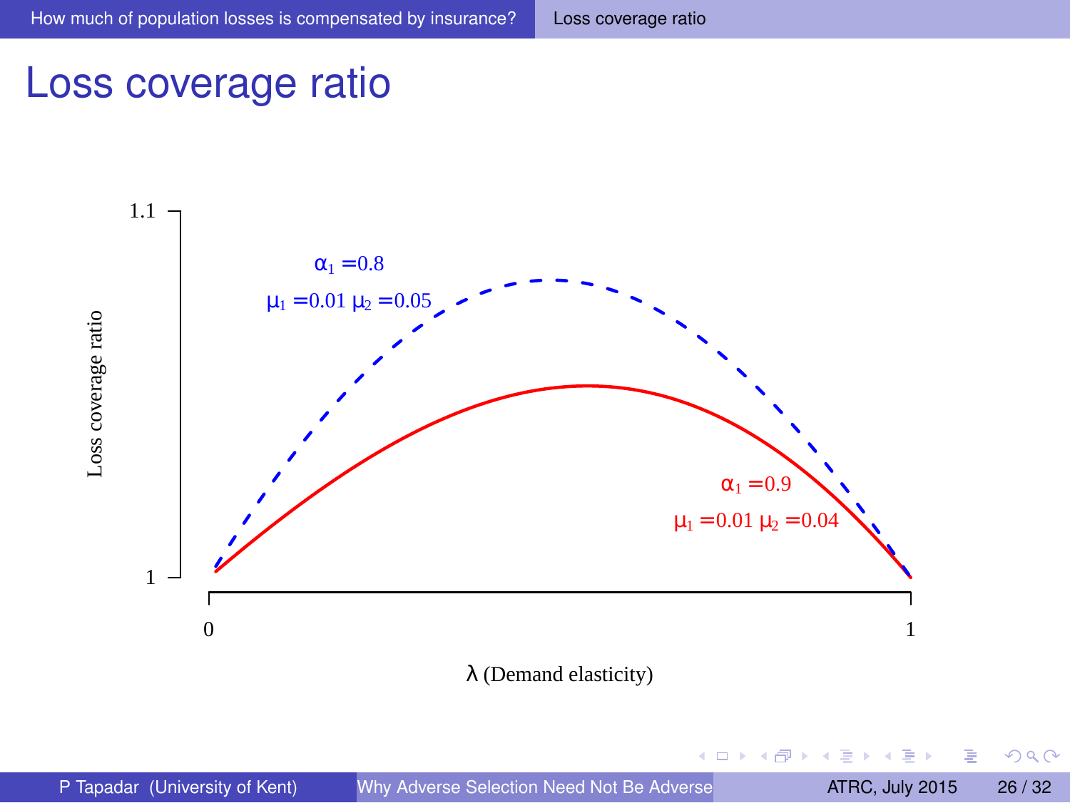# Loss coverage ratio

Loss coverage ratio

1.1

1

$\alpha_1 = 0.8$

$\mu_1 = 0.01$ $\mu_2 = 0.05$

$\alpha_1 = 0.9$

$\mu_1 = 0.01$ $\mu_2 = 0.04$

0

1

$\lambda$ (Demand elasticity)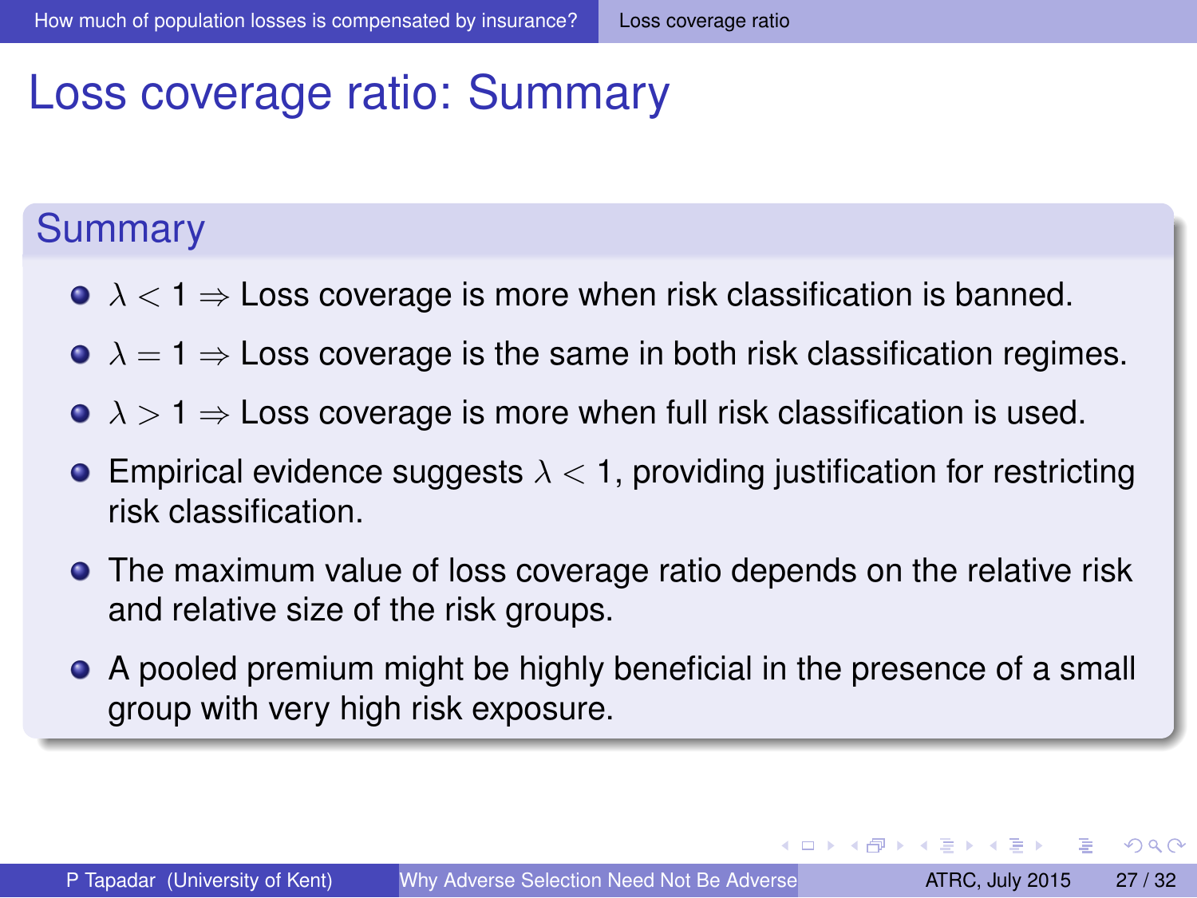# Loss coverage ratio: Summary

## Summary

- $\lambda < 1 \Rightarrow$ Loss coverage is more when risk classification is banned.
- $\lambda = 1 \Rightarrow$ Loss coverage is the same in both risk classification regimes.
- $\lambda > 1 \Rightarrow$ Loss coverage is more when full risk classification is used.
- Empirical evidence suggests $\lambda < 1$, providing justification for restricting risk classification.
- The maximum value of loss coverage ratio depends on the relative risk and relative size of the risk groups.
- A pooled premium might be highly beneficial in the presence of a small group with very high risk exposure.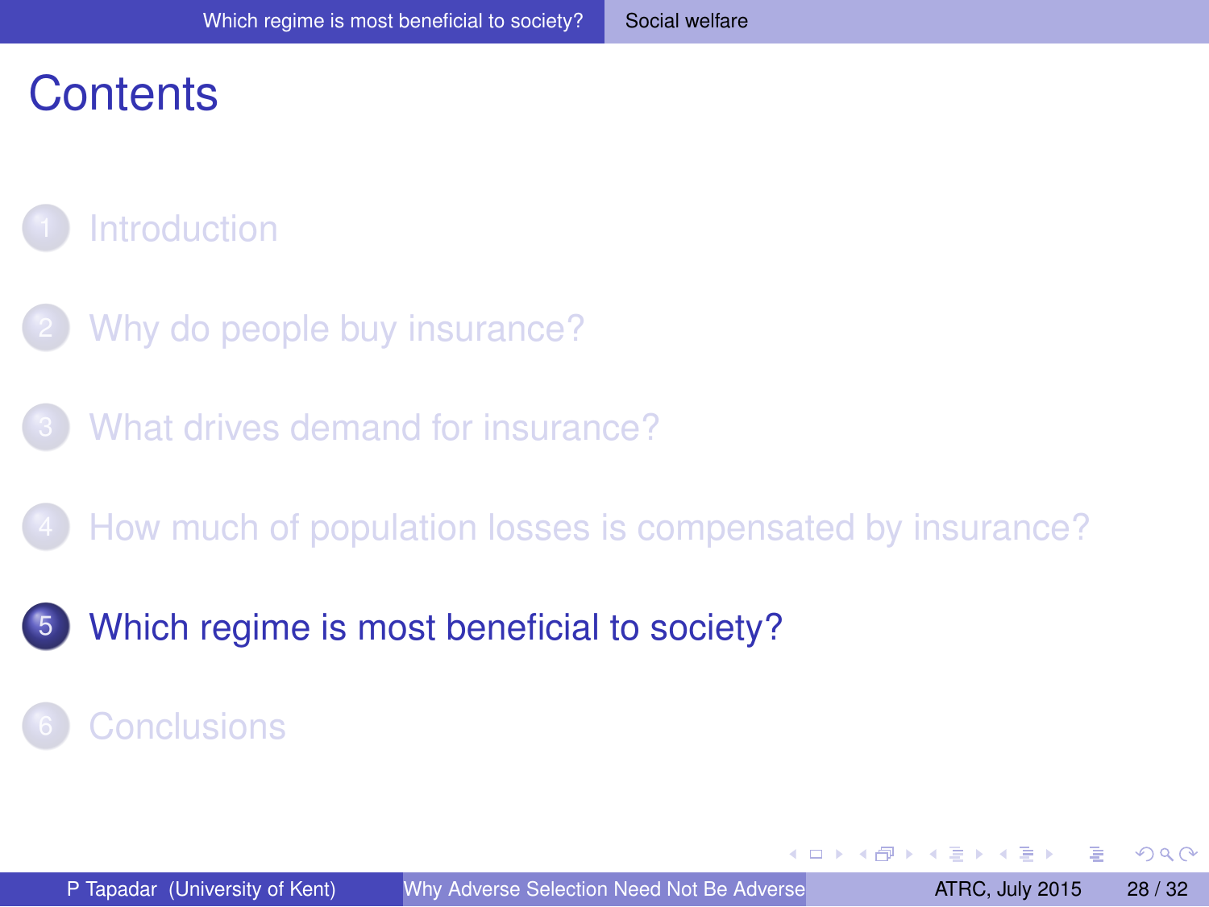# Contents

1. Introduction
2. Why do people buy insurance?
3. What drives demand for insurance?
4. How much of population losses is compensated by insurance?
5. **Which regime is most beneficial to society?**
6. Conclusions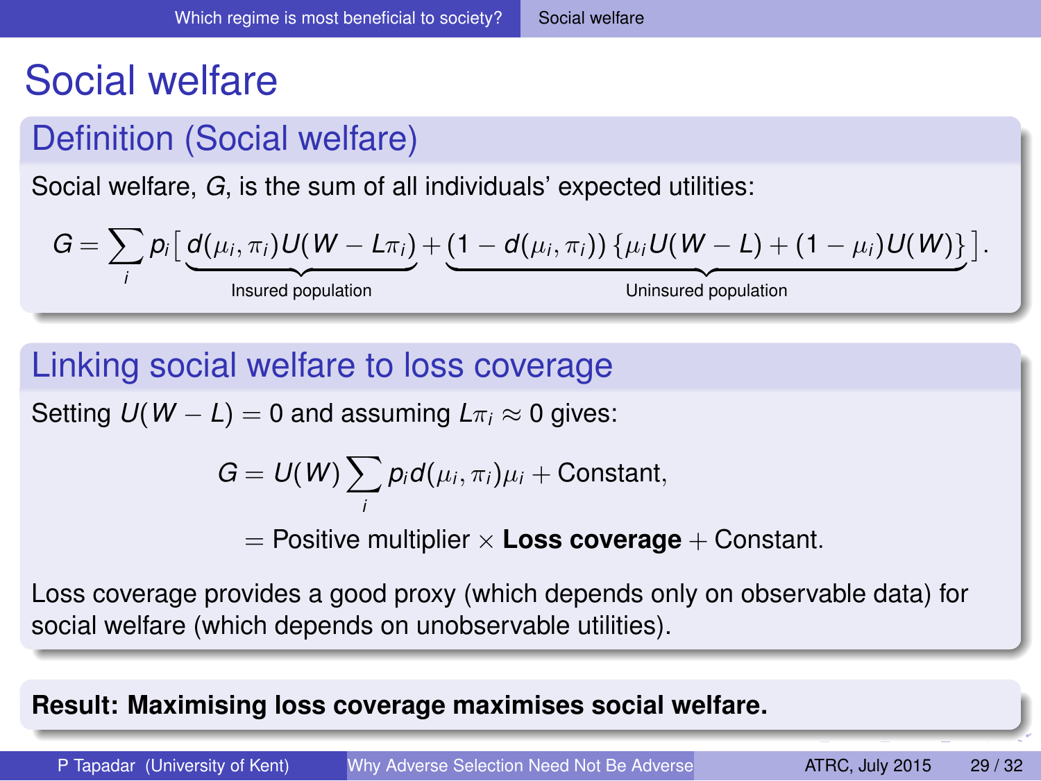# Social welfare

## Definition (Social welfare)

Social welfare, $G$, is the sum of all individuals' expected utilities:

$$G = \sum_i p_i \Big[ \underbrace{d(\mu_i, \pi_i) U(W - L\pi_i)}_{\text{Insured population}} + \underbrace{(1 - d(\mu_i, \pi_i)) \left\{ \mu_i U(W - L) + (1 - \mu_i) U(W) \right\}}_{\text{Uninsured population}} \Big].$$

## Linking social welfare to loss coverage

Setting $U(W - L) = 0$ and assuming $L\pi_i \approx 0$ gives:

$$G = U(W) \sum_i p_i d(\mu_i, \pi_i) \mu_i + \text{Constant},$$

$$= \text{Positive multiplier} \times \textbf{Loss coverage} + \text{Constant}.$$

Loss coverage provides a good proxy (which depends only on observable data) for social welfare (which depends on unobservable utilities).

**Result: Maximising loss coverage maximises social welfare.**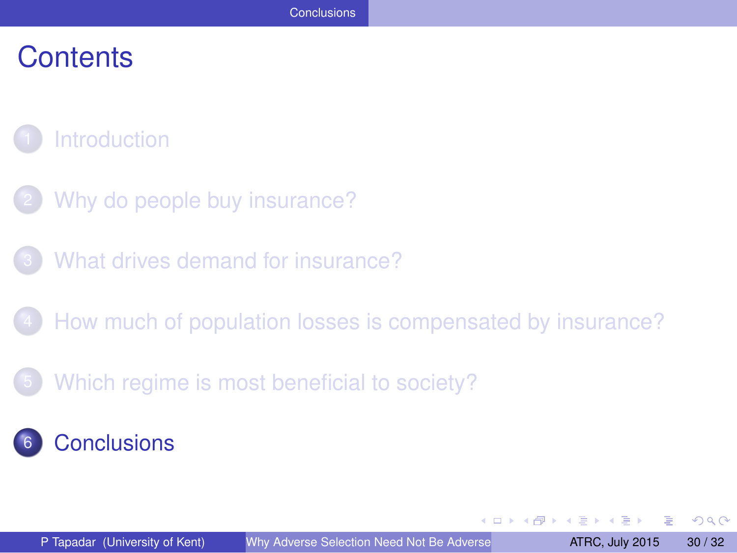# Contents

1. Introduction

2. Why do people buy insurance?

3. What drives demand for insurance?

4. How much of population losses is compensated by insurance?

5. Which regime is most beneficial to society?

6. **Conclusions**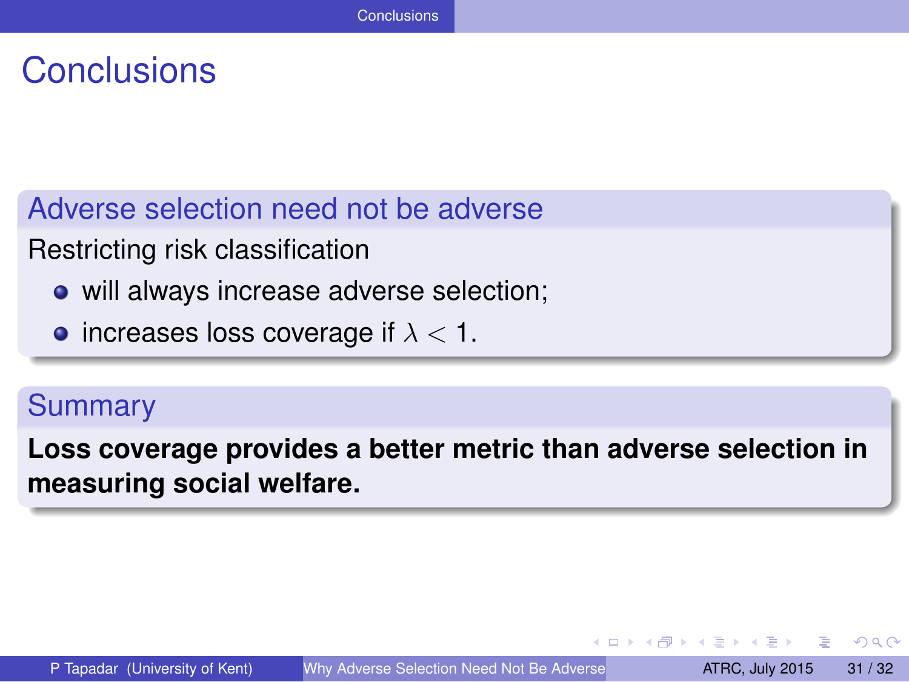# Conclusions

## Adverse selection need not be adverse

Restricting risk classification

- will always increase adverse selection;
- increases loss coverage if $\lambda < 1$.

## Summary

**Loss coverage provides a better metric than adverse selection in measuring social welfare.**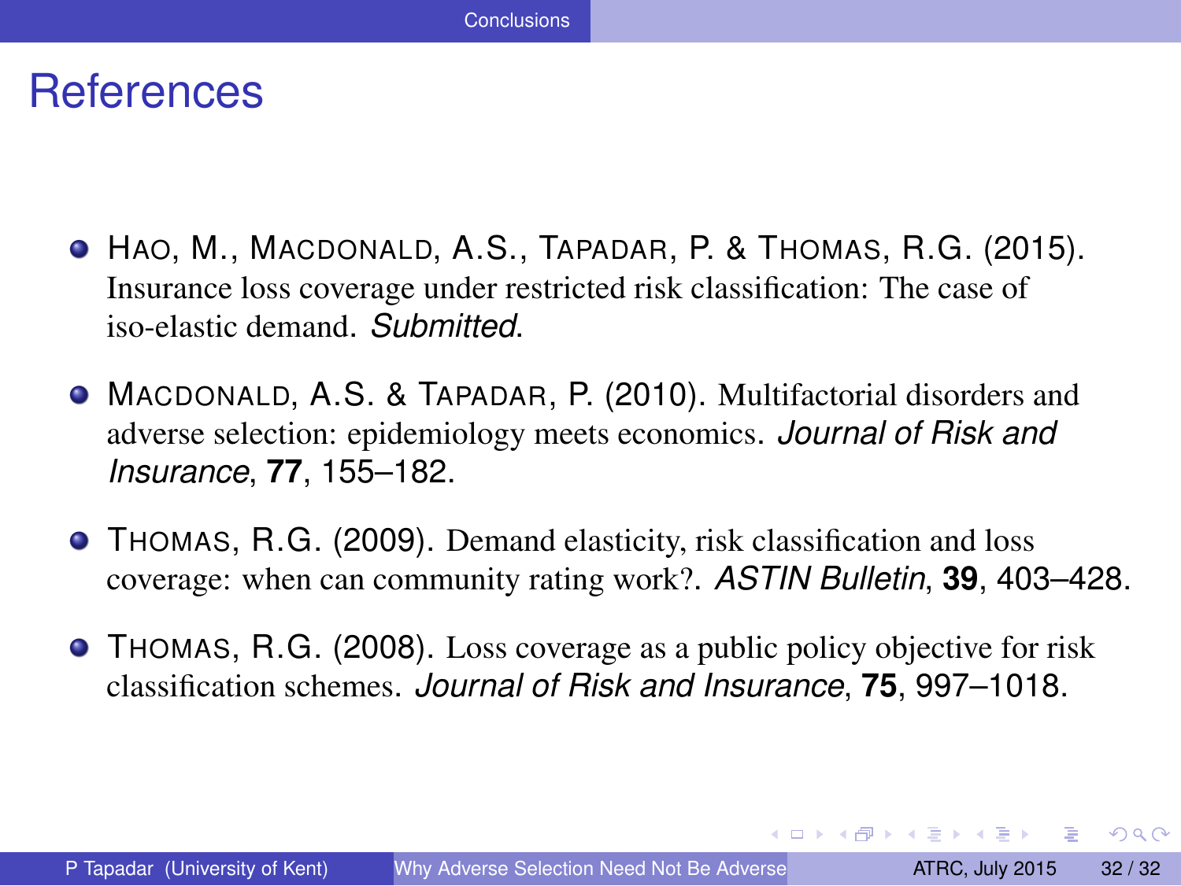# References

- Hao, M., Macdonald, A.S., Tapadar, P. & Thomas, R.G. (2015). Insurance loss coverage under restricted risk classification: The case of iso-elastic demand. *Submitted*.
- Macdonald, A.S. & Tapadar, P. (2010). Multifactorial disorders and adverse selection: epidemiology meets economics. *Journal of Risk and Insurance*, **77**, 155–182.
- Thomas, R.G. (2009). Demand elasticity, risk classification and loss coverage: when can community rating work?. *ASTIN Bulletin*, **39**, 403–428.
- Thomas, R.G. (2008). Loss coverage as a public policy objective for risk classification schemes. *Journal of Risk and Insurance*, **75**, 997–1018.